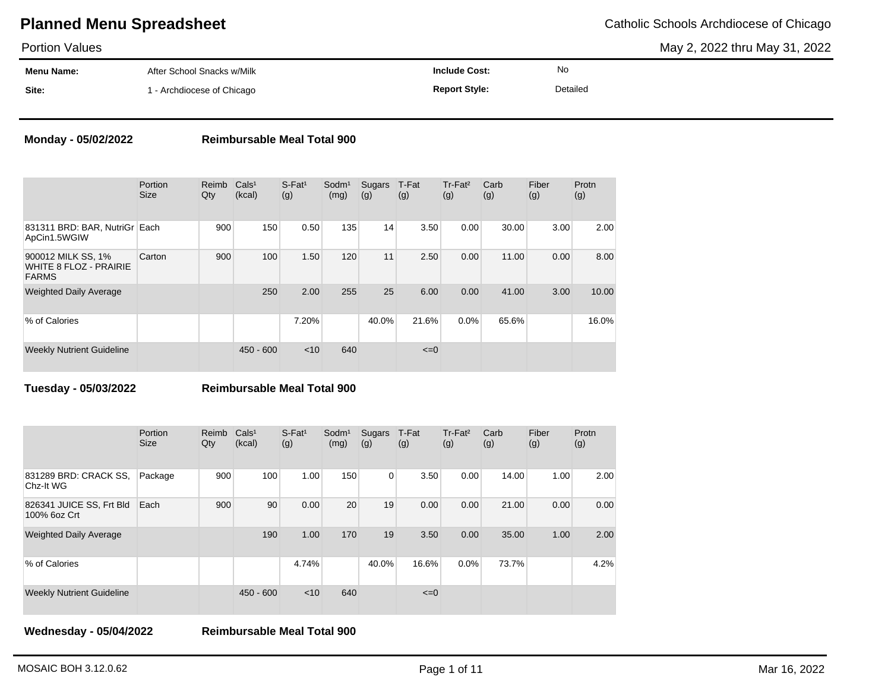# Planned Menu Spreadsheet

Catholic Schools Archdiocese of Chicago

Portion Values

May 2, 2022 thru May 31, 2022

| | | | |
|---|---|---|---|
| **Menu Name:** | After School Snacks w/Milk | **Include Cost:** | No |
| **Site:** | 1 - Archdiocese of Chicago | **Report Style:** | Detailed |

**Monday - 05/02/2022** **Reimbursable Meal Total 900**

| | Portion Size | Reimb Qty | Cals¹ (kcal) | S-Fat¹ (g) | Sodm¹ (mg) | Sugars (g) | T-Fat (g) | Tr-Fat² (g) | Carb (g) | Fiber (g) | Protn (g) |
|---|---|---|---|---|---|---|---|---|---|---|---|
| 831311 BRD: BAR, NutriGr ApCin1.5WGIW | Each | 900 | 150 | 0.50 | 135 | 14 | 3.50 | 0.00 | 30.00 | 3.00 | 2.00 |
| 900012 MILK SS, 1% WHITE 8 FLOZ - PRAIRIE FARMS | Carton | 900 | 100 | 1.50 | 120 | 11 | 2.50 | 0.00 | 11.00 | 0.00 | 8.00 |
| Weighted Daily Average | | | 250 | 2.00 | 255 | 25 | 6.00 | 0.00 | 41.00 | 3.00 | 10.00 |
| % of Calories | | | | 7.20% | | 40.0% | 21.6% | 0.0% | 65.6% | | 16.0% |
| Weekly Nutrient Guideline | | | 450 - 600 | <10 | 640 | | <=0 | | | | |

**Tuesday - 05/03/2022** **Reimbursable Meal Total 900**

| | Portion Size | Reimb Qty | Cals¹ (kcal) | S-Fat¹ (g) | Sodm¹ (mg) | Sugars (g) | T-Fat (g) | Tr-Fat² (g) | Carb (g) | Fiber (g) | Protn (g) |
|---|---|---|---|---|---|---|---|---|---|---|---|
| 831289 BRD: CRACK SS, Chz-It WG | Package | 900 | 100 | 1.00 | 150 | 0 | 3.50 | 0.00 | 14.00 | 1.00 | 2.00 |
| 826341 JUICE SS, Frt Bld 100% 6oz Crt | Each | 900 | 90 | 0.00 | 20 | 19 | 0.00 | 0.00 | 21.00 | 0.00 | 0.00 |
| Weighted Daily Average | | | 190 | 1.00 | 170 | 19 | 3.50 | 0.00 | 35.00 | 1.00 | 2.00 |
| % of Calories | | | | 4.74% | | 40.0% | 16.6% | 0.0% | 73.7% | | 4.2% |
| Weekly Nutrient Guideline | | | 450 - 600 | <10 | 640 | | <=0 | | | | |

**Wednesday - 05/04/2022** **Reimbursable Meal Total 900**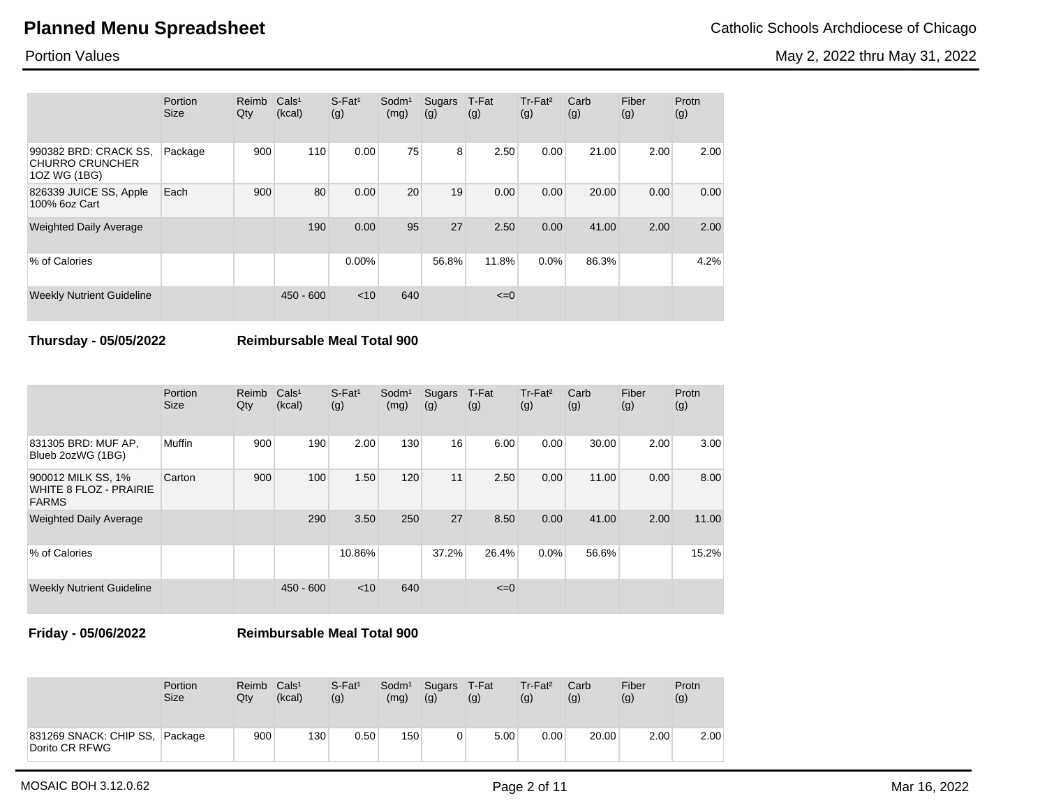|  | Portion Size | Reimb Qty | Cals[1] (kcal) | S-Fat[1] (g) | Sodm[1] (mg) | Sugars (g) | T-Fat (g) | Tr-Fat[2] (g) | Carb (g) | Fiber (g) | Protn (g) |
|---|---|---|---|---|---|---|---|---|---|---|---|
| 990382 BRD: CRACK SS, CHURRO CRUNCHER 1OZ WG (1BG) | Package | 900 | 110 | 0.00 | 75 | 8 | 2.50 | 0.00 | 21.00 | 2.00 | 2.00 |
| 826339 JUICE SS, Apple 100% 6oz Cart | Each | 900 | 80 | 0.00 | 20 | 19 | 0.00 | 0.00 | 20.00 | 0.00 | 0.00 |
| Weighted Daily Average |  |  | 190 | 0.00 | 95 | 27 | 2.50 | 0.00 | 41.00 | 2.00 | 2.00 |
| % of Calories |  |  |  | 0.00% |  | 56.8% | 11.8% | 0.0% | 86.3% |  | 4.2% |
| Weekly Nutrient Guideline |  |  | 450 - 600 | <10 | 640 |  | <=0 |  |  |  |  |

**Thursday - 05/05/2022** **Reimbursable Meal Total 900**

|  | Portion Size | Reimb Qty | Cals[1] (kcal) | S-Fat[1] (g) | Sodm[1] (mg) | Sugars (g) | T-Fat (g) | Tr-Fat[2] (g) | Carb (g) | Fiber (g) | Protn (g) |
|---|---|---|---|---|---|---|---|---|---|---|---|
| 831305 BRD: MUF AP, Blueb 2ozWG (1BG) | Muffin | 900 | 190 | 2.00 | 130 | 16 | 6.00 | 0.00 | 30.00 | 2.00 | 3.00 |
| 900012 MILK SS, 1% WHITE 8 FLOZ - PRAIRIE FARMS | Carton | 900 | 100 | 1.50 | 120 | 11 | 2.50 | 0.00 | 11.00 | 0.00 | 8.00 |
| Weighted Daily Average |  |  | 290 | 3.50 | 250 | 27 | 8.50 | 0.00 | 41.00 | 2.00 | 11.00 |
| % of Calories |  |  |  | 10.86% |  | 37.2% | 26.4% | 0.0% | 56.6% |  | 15.2% |
| Weekly Nutrient Guideline |  |  | 450 - 600 | <10 | 640 |  | <=0 |  |  |  |  |

**Friday - 05/06/2022** **Reimbursable Meal Total 900**

|  | Portion Size | Reimb Qty | Cals[1] (kcal) | S-Fat[1] (g) | Sodm[1] (mg) | Sugars (g) | T-Fat (g) | Tr-Fat[2] (g) | Carb (g) | Fiber (g) | Protn (g) |
|---|---|---|---|---|---|---|---|---|---|---|---|
| 831269 SNACK: CHIP SS, Dorito CR RFWG | Package | 900 | 130 | 0.50 | 150 | 0 | 5.00 | 0.00 | 20.00 | 2.00 | 2.00 |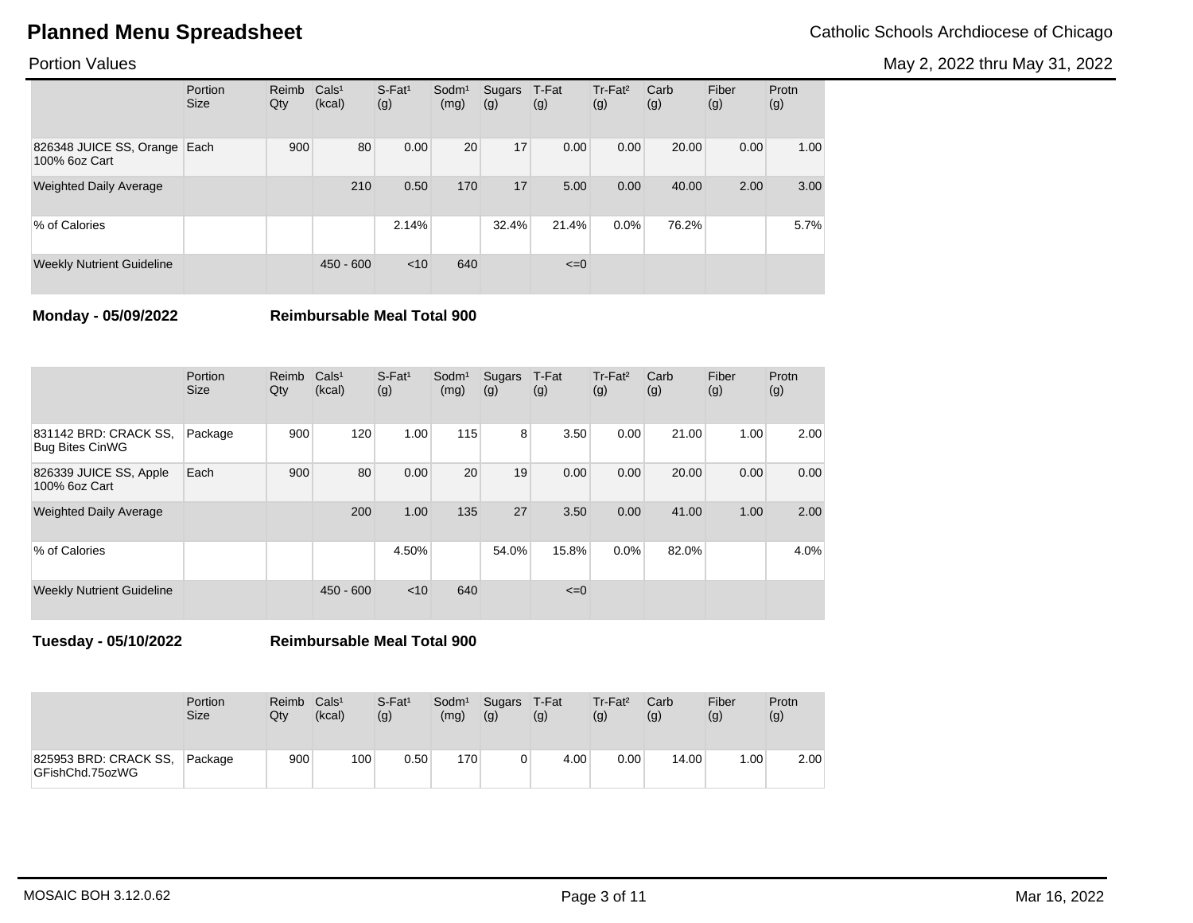# Planned Menu Spreadsheet

Catholic Schools Archdiocese of Chicago

Portion Values

May 2, 2022 thru May 31, 2022

| | Portion Size | Reimb Qty | Cals¹ (kcal) | S-Fat¹ (g) | Sodm¹ (mg) | Sugars (g) | T-Fat (g) | Tr-Fat² (g) | Carb (g) | Fiber (g) | Protn (g) |
|---|---|---|---|---|---|---|---|---|---|---|---|
| 826348 JUICE SS, Orange 100% 6oz Cart | Each | 900 | 80 | 0.00 | 20 | 17 | 0.00 | 0.00 | 20.00 | 0.00 | 1.00 |
| Weighted Daily Average | | | 210 | 0.50 | 170 | 17 | 5.00 | 0.00 | 40.00 | 2.00 | 3.00 |
| % of Calories | | | | 2.14% | | 32.4% | 21.4% | 0.0% | 76.2% | | 5.7% |
| Weekly Nutrient Guideline | | | 450 - 600 | <10 | 640 | | <=0 | | | | |

**Monday - 05/09/2022** **Reimbursable Meal Total 900**

| | Portion Size | Reimb Qty | Cals¹ (kcal) | S-Fat¹ (g) | Sodm¹ (mg) | Sugars (g) | T-Fat (g) | Tr-Fat² (g) | Carb (g) | Fiber (g) | Protn (g) |
|---|---|---|---|---|---|---|---|---|---|---|---|
| 831142 BRD: CRACK SS, Bug Bites CinWG | Package | 900 | 120 | 1.00 | 115 | 8 | 3.50 | 0.00 | 21.00 | 1.00 | 2.00 |
| 826339 JUICE SS, Apple 100% 6oz Cart | Each | 900 | 80 | 0.00 | 20 | 19 | 0.00 | 0.00 | 20.00 | 0.00 | 0.00 |
| Weighted Daily Average | | | 200 | 1.00 | 135 | 27 | 3.50 | 0.00 | 41.00 | 1.00 | 2.00 |
| % of Calories | | | | 4.50% | | 54.0% | 15.8% | 0.0% | 82.0% | | 4.0% |
| Weekly Nutrient Guideline | | | 450 - 600 | <10 | 640 | | <=0 | | | | |

**Tuesday - 05/10/2022** **Reimbursable Meal Total 900**

| | Portion Size | Reimb Qty | Cals¹ (kcal) | S-Fat¹ (g) | Sodm¹ (mg) | Sugars (g) | T-Fat (g) | Tr-Fat² (g) | Carb (g) | Fiber (g) | Protn (g) |
|---|---|---|---|---|---|---|---|---|---|---|---|
| 825953 BRD: CRACK SS, GFishChd.75ozWG | Package | 900 | 100 | 0.50 | 170 | 0 | 4.00 | 0.00 | 14.00 | 1.00 | 2.00 |

MOSAIC BOH 3.12.0.62

Mar 16, 2022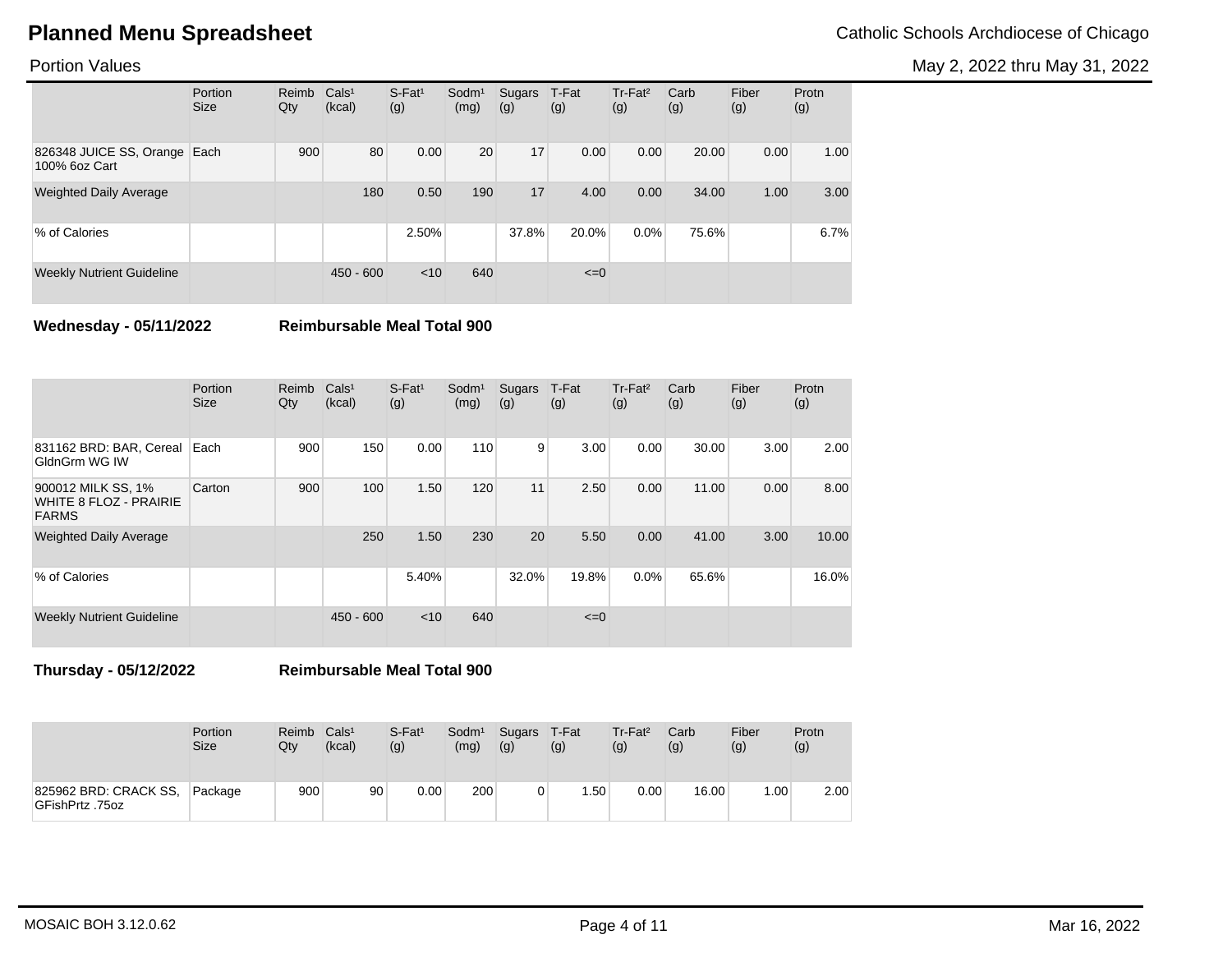# Planned Menu Spreadsheet

Catholic Schools Archdiocese of Chicago

Portion Values

May 2, 2022 thru May 31, 2022

| | Portion Size | Reimb Qty | Cals[1] (kcal) | S-Fat[1] (g) | Sodm[1] (mg) | Sugars (g) | T-Fat (g) | Tr-Fat[2] (g) | Carb (g) | Fiber (g) | Protn (g) |
|---|---|---|---|---|---|---|---|---|---|---|---|
| 826348 JUICE SS, Orange 100% 6oz Cart | Each | 900 | 80 | 0.00 | 20 | 17 | 0.00 | 0.00 | 20.00 | 0.00 | 1.00 |
| Weighted Daily Average | | | 180 | 0.50 | 190 | 17 | 4.00 | 0.00 | 34.00 | 1.00 | 3.00 |
| % of Calories | | | | 2.50% | | 37.8% | 20.0% | 0.0% | 75.6% | | 6.7% |
| Weekly Nutrient Guideline | | | 450 - 600 | <10 | 640 | | <=0 | | | | |

**Wednesday - 05/11/2022** **Reimbursable Meal Total 900**

| | Portion Size | Reimb Qty | Cals[1] (kcal) | S-Fat[1] (g) | Sodm[1] (mg) | Sugars (g) | T-Fat (g) | Tr-Fat[2] (g) | Carb (g) | Fiber (g) | Protn (g) |
|---|---|---|---|---|---|---|---|---|---|---|---|
| 831162 BRD: BAR, Cereal GldnGrm WG IW | Each | 900 | 150 | 0.00 | 110 | 9 | 3.00 | 0.00 | 30.00 | 3.00 | 2.00 |
| 900012 MILK SS, 1% WHITE 8 FLOZ - PRAIRIE FARMS | Carton | 900 | 100 | 1.50 | 120 | 11 | 2.50 | 0.00 | 11.00 | 0.00 | 8.00 |
| Weighted Daily Average | | | 250 | 1.50 | 230 | 20 | 5.50 | 0.00 | 41.00 | 3.00 | 10.00 |
| % of Calories | | | | 5.40% | | 32.0% | 19.8% | 0.0% | 65.6% | | 16.0% |
| Weekly Nutrient Guideline | | | 450 - 600 | <10 | 640 | | <=0 | | | | |

**Thursday - 05/12/2022** **Reimbursable Meal Total 900**

| | Portion Size | Reimb Qty | Cals[1] (kcal) | S-Fat[1] (g) | Sodm[1] (mg) | Sugars (g) | T-Fat (g) | Tr-Fat[2] (g) | Carb (g) | Fiber (g) | Protn (g) |
|---|---|---|---|---|---|---|---|---|---|---|---|
| 825962 BRD: CRACK SS, GFishPrtz .75oz | Package | 900 | 90 | 0.00 | 200 | 0 | 1.50 | 0.00 | 16.00 | 1.00 | 2.00 |

MOSAIC BOH 3.12.0.62

Mar 16, 2022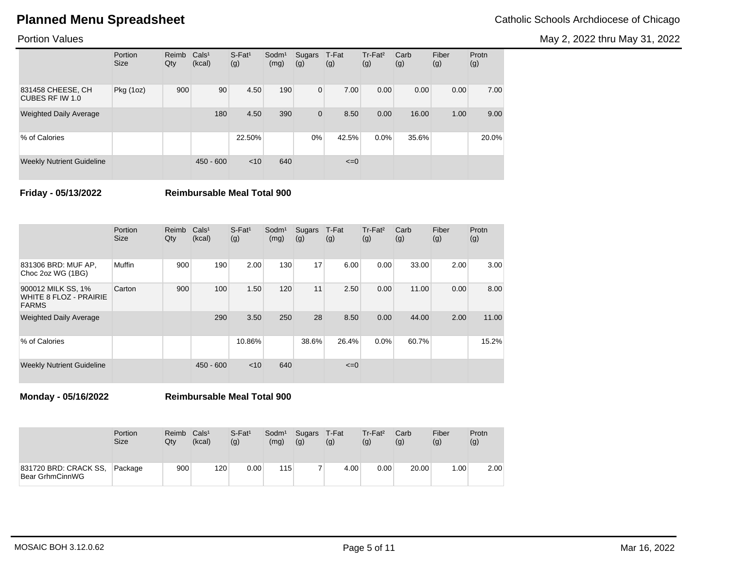# Planned Menu Spreadsheet

Catholic Schools Archdiocese of Chicago

Portion Values

May 2, 2022 thru May 31, 2022

| | Portion Size | Reimb Qty | Cals[1] (kcal) | S-Fat[1] (g) | Sodm[1] (mg) | Sugars (g) | T-Fat (g) | Tr-Fat[2] (g) | Carb (g) | Fiber (g) | Protn (g) |
|---|---|---|---|---|---|---|---|---|---|---|---|
| 831458 CHEESE, CH CUBES RF IW 1.0 | Pkg (1oz) | 900 | 90 | 4.50 | 190 | 0 | 7.00 | 0.00 | 0.00 | 0.00 | 7.00 |
| Weighted Daily Average | | | 180 | 4.50 | 390 | 0 | 8.50 | 0.00 | 16.00 | 1.00 | 9.00 |
| % of Calories | | | | 22.50% | | 0% | 42.5% | 0.0% | 35.6% | | 20.0% |
| Weekly Nutrient Guideline | | | 450 - 600 | <10 | 640 | | <=0 | | | | |

**Friday - 05/13/2022** **Reimbursable Meal Total 900**

| | Portion Size | Reimb Qty | Cals[1] (kcal) | S-Fat[1] (g) | Sodm[1] (mg) | Sugars (g) | T-Fat (g) | Tr-Fat[2] (g) | Carb (g) | Fiber (g) | Protn (g) |
|---|---|---|---|---|---|---|---|---|---|---|---|
| 831306 BRD: MUF AP, Choc 2oz WG (1BG) | Muffin | 900 | 190 | 2.00 | 130 | 17 | 6.00 | 0.00 | 33.00 | 2.00 | 3.00 |
| 900012 MILK SS, 1% WHITE 8 FLOZ - PRAIRIE FARMS | Carton | 900 | 100 | 1.50 | 120 | 11 | 2.50 | 0.00 | 11.00 | 0.00 | 8.00 |
| Weighted Daily Average | | | 290 | 3.50 | 250 | 28 | 8.50 | 0.00 | 44.00 | 2.00 | 11.00 |
| % of Calories | | | | 10.86% | | 38.6% | 26.4% | 0.0% | 60.7% | | 15.2% |
| Weekly Nutrient Guideline | | | 450 - 600 | <10 | 640 | | <=0 | | | | |

**Monday - 05/16/2022** **Reimbursable Meal Total 900**

| | Portion Size | Reimb Qty | Cals[1] (kcal) | S-Fat[1] (g) | Sodm[1] (mg) | Sugars (g) | T-Fat (g) | Tr-Fat[2] (g) | Carb (g) | Fiber (g) | Protn (g) |
|---|---|---|---|---|---|---|---|---|---|---|---|
| 831720 BRD: CRACK SS, Bear GrhmCinnWG | Package | 900 | 120 | 0.00 | 115 | 7 | 4.00 | 0.00 | 20.00 | 1.00 | 2.00 |

MOSAIC BOH 3.12.0.62

Mar 16, 2022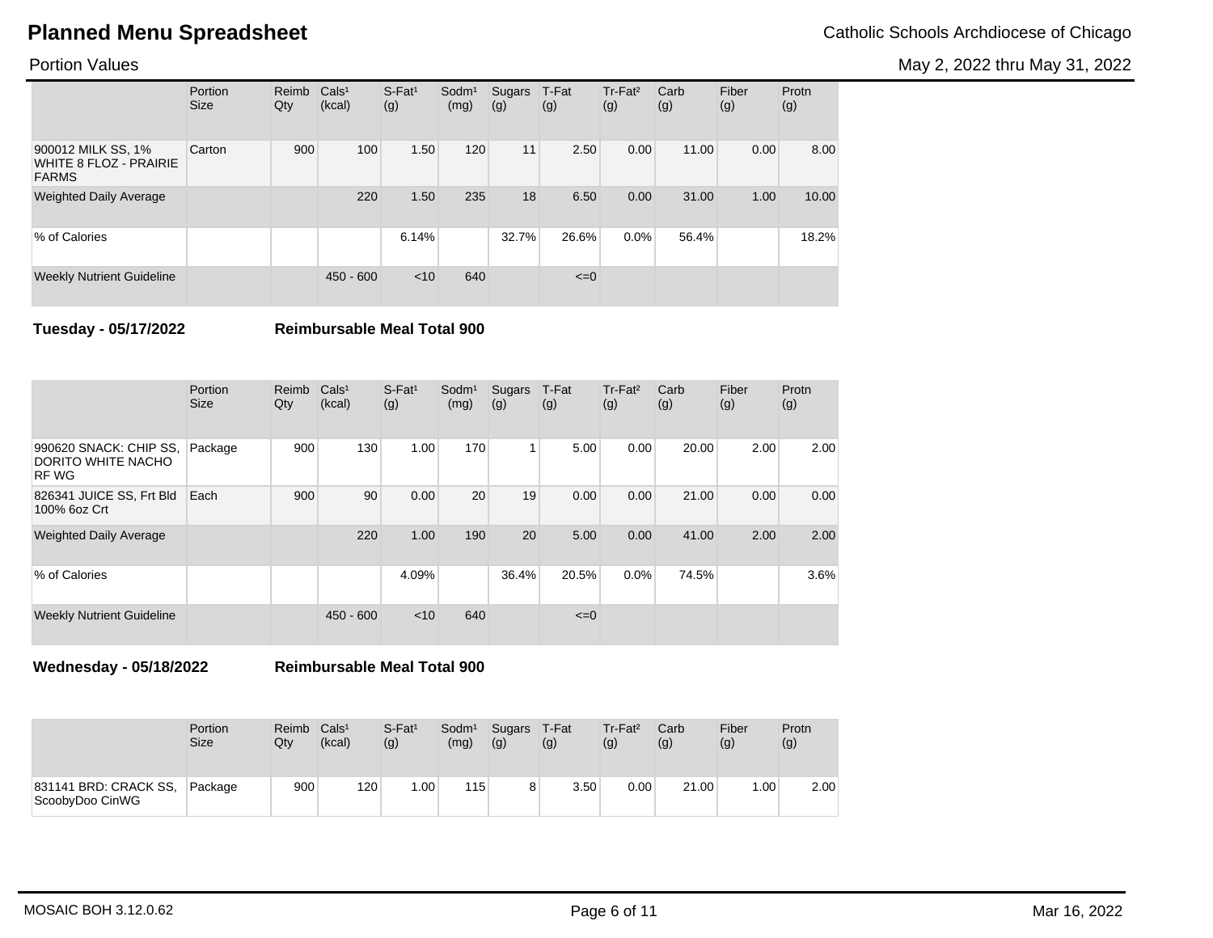# Planned Menu Spreadsheet

Catholic Schools Archdiocese of Chicago

Portion Values

May 2, 2022 thru May 31, 2022

| | Portion Size | Reimb Qty | Cals¹ (kcal) | S-Fat¹ (g) | Sodm¹ (mg) | Sugars (g) | T-Fat (g) | Tr-Fat² (g) | Carb (g) | Fiber (g) | Protn (g) |
|---|---|---|---|---|---|---|---|---|---|---|---|
| 900012 MILK SS, 1% WHITE 8 FLOZ - PRAIRIE FARMS | Carton | 900 | 100 | 1.50 | 120 | 11 | 2.50 | 0.00 | 11.00 | 0.00 | 8.00 |
| Weighted Daily Average | | | 220 | 1.50 | 235 | 18 | 6.50 | 0.00 | 31.00 | 1.00 | 10.00 |
| % of Calories | | | | 6.14% | | 32.7% | 26.6% | 0.0% | 56.4% | | 18.2% |
| Weekly Nutrient Guideline | | | 450 - 600 | <10 | 640 | | <=0 | | | | |

**Tuesday - 05/17/2022** **Reimbursable Meal Total 900**

| | Portion Size | Reimb Qty | Cals¹ (kcal) | S-Fat¹ (g) | Sodm¹ (mg) | Sugars (g) | T-Fat (g) | Tr-Fat² (g) | Carb (g) | Fiber (g) | Protn (g) |
|---|---|---|---|---|---|---|---|---|---|---|---|
| 990620 SNACK: CHIP SS, DORITO WHITE NACHO RF WG | Package | 900 | 130 | 1.00 | 170 | 1 | 5.00 | 0.00 | 20.00 | 2.00 | 2.00 |
| 826341 JUICE SS, Frt Bld 100% 6oz Crt | Each | 900 | 90 | 0.00 | 20 | 19 | 0.00 | 0.00 | 21.00 | 0.00 | 0.00 |
| Weighted Daily Average | | | 220 | 1.00 | 190 | 20 | 5.00 | 0.00 | 41.00 | 2.00 | 2.00 |
| % of Calories | | | | 4.09% | | 36.4% | 20.5% | 0.0% | 74.5% | | 3.6% |
| Weekly Nutrient Guideline | | | 450 - 600 | <10 | 640 | | <=0 | | | | |

**Wednesday - 05/18/2022** **Reimbursable Meal Total 900**

| | Portion Size | Reimb Qty | Cals¹ (kcal) | S-Fat¹ (g) | Sodm¹ (mg) | Sugars (g) | T-Fat (g) | Tr-Fat² (g) | Carb (g) | Fiber (g) | Protn (g) |
|---|---|---|---|---|---|---|---|---|---|---|---|
| 831141 BRD: CRACK SS, ScoobyDoo CinWG | Package | 900 | 120 | 1.00 | 115 | 8 | 3.50 | 0.00 | 21.00 | 1.00 | 2.00 |

MOSAIC BOH 3.12.0.62

Mar 16, 2022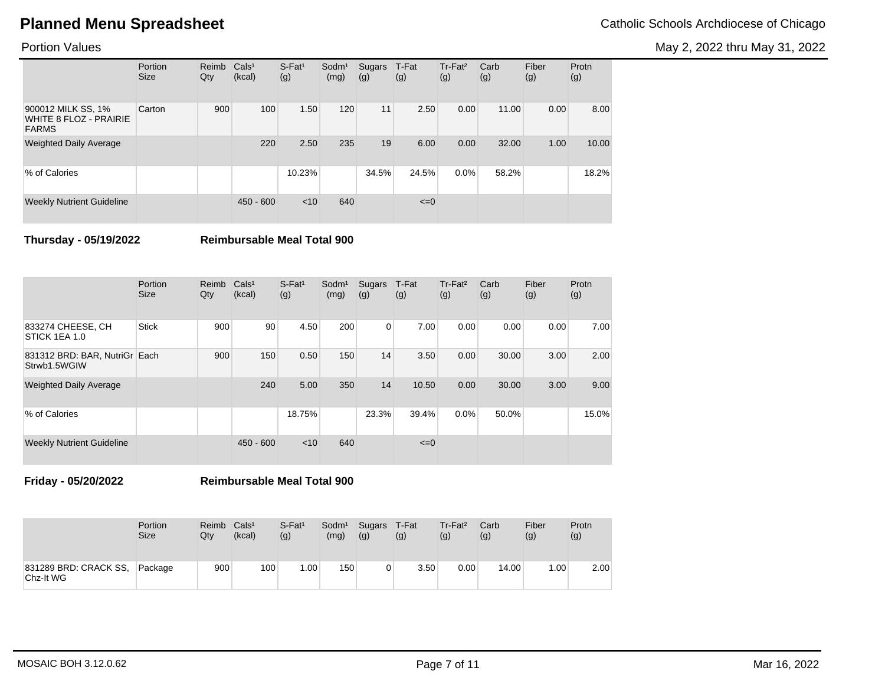# Planned Menu Spreadsheet

Catholic Schools Archdiocese of Chicago

Portion Values

May 2, 2022 thru May 31, 2022

| | Portion Size | Reimb Qty | Cals[1] (kcal) | S-Fat[1] (g) | Sodm[1] (mg) | Sugars (g) | T-Fat (g) | Tr-Fat[2] (g) | Carb (g) | Fiber (g) | Protn (g) |
|---|---|---|---|---|---|---|---|---|---|---|---|
| 900012 MILK SS, 1% WHITE 8 FLOZ - PRAIRIE FARMS | Carton | 900 | 100 | 1.50 | 120 | 11 | 2.50 | 0.00 | 11.00 | 0.00 | 8.00 |
| Weighted Daily Average | | | 220 | 2.50 | 235 | 19 | 6.00 | 0.00 | 32.00 | 1.00 | 10.00 |
| % of Calories | | | | 10.23% | | 34.5% | 24.5% | 0.0% | 58.2% | | 18.2% |
| Weekly Nutrient Guideline | | | 450 - 600 | <10 | 640 | | <=0 | | | | |

**Thursday - 05/19/2022** **Reimbursable Meal Total 900**

| | Portion Size | Reimb Qty | Cals[1] (kcal) | S-Fat[1] (g) | Sodm[1] (mg) | Sugars (g) | T-Fat (g) | Tr-Fat[2] (g) | Carb (g) | Fiber (g) | Protn (g) |
|---|---|---|---|---|---|---|---|---|---|---|---|
| 833274 CHEESE, CH STICK 1EA 1.0 | Stick | 900 | 90 | 4.50 | 200 | 0 | 7.00 | 0.00 | 0.00 | 0.00 | 7.00 |
| 831312 BRD: BAR, NutriGr Strwb1.5WGIW | Each | 900 | 150 | 0.50 | 150 | 14 | 3.50 | 0.00 | 30.00 | 3.00 | 2.00 |
| Weighted Daily Average | | | 240 | 5.00 | 350 | 14 | 10.50 | 0.00 | 30.00 | 3.00 | 9.00 |
| % of Calories | | | | 18.75% | | 23.3% | 39.4% | 0.0% | 50.0% | | 15.0% |
| Weekly Nutrient Guideline | | | 450 - 600 | <10 | 640 | | <=0 | | | | |

**Friday - 05/20/2022** **Reimbursable Meal Total 900**

| | Portion Size | Reimb Qty | Cals[1] (kcal) | S-Fat[1] (g) | Sodm[1] (mg) | Sugars (g) | T-Fat (g) | Tr-Fat[2] (g) | Carb (g) | Fiber (g) | Protn (g) |
|---|---|---|---|---|---|---|---|---|---|---|---|
| 831289 BRD: CRACK SS, Chz-It WG | Package | 900 | 100 | 1.00 | 150 | 0 | 3.50 | 0.00 | 14.00 | 1.00 | 2.00 |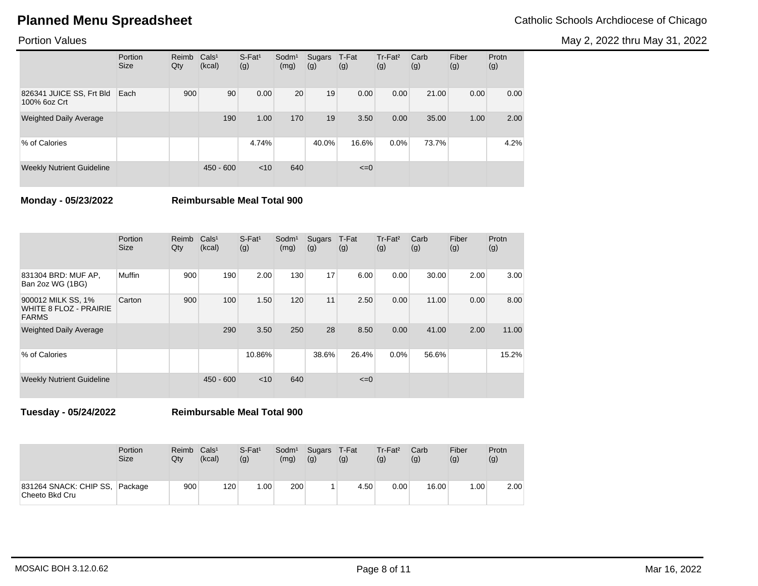# Planned Menu Spreadsheet

Catholic Schools Archdiocese of Chicago

Portion Values

May 2, 2022 thru May 31, 2022

| | Portion Size | Reimb Qty | Cals[1] (kcal) | S-Fat[1] (g) | Sodm[1] (mg) | Sugars (g) | T-Fat (g) | Tr-Fat[2] (g) | Carb (g) | Fiber (g) | Protn (g) |
|---|---|---|---|---|---|---|---|---|---|---|---|
| 826341 JUICE SS, Frt Bld 100% 6oz Crt | Each | 900 | 90 | 0.00 | 20 | 19 | 0.00 | 0.00 | 21.00 | 0.00 | 0.00 |
| Weighted Daily Average | | | 190 | 1.00 | 170 | 19 | 3.50 | 0.00 | 35.00 | 1.00 | 2.00 |
| % of Calories | | | | 4.74% | | 40.0% | 16.6% | 0.0% | 73.7% | | 4.2% |
| Weekly Nutrient Guideline | | | 450 - 600 | <10 | 640 | | <=0 | | | | |

**Monday - 05/23/2022** **Reimbursable Meal Total 900**

| | Portion Size | Reimb Qty | Cals[1] (kcal) | S-Fat[1] (g) | Sodm[1] (mg) | Sugars (g) | T-Fat (g) | Tr-Fat[2] (g) | Carb (g) | Fiber (g) | Protn (g) |
|---|---|---|---|---|---|---|---|---|---|---|---|
| 831304 BRD: MUF AP, Ban 2oz WG (1BG) | Muffin | 900 | 190 | 2.00 | 130 | 17 | 6.00 | 0.00 | 30.00 | 2.00 | 3.00 |
| 900012 MILK SS, 1% WHITE 8 FLOZ - PRAIRIE FARMS | Carton | 900 | 100 | 1.50 | 120 | 11 | 2.50 | 0.00 | 11.00 | 0.00 | 8.00 |
| Weighted Daily Average | | | 290 | 3.50 | 250 | 28 | 8.50 | 0.00 | 41.00 | 2.00 | 11.00 |
| % of Calories | | | | 10.86% | | 38.6% | 26.4% | 0.0% | 56.6% | | 15.2% |
| Weekly Nutrient Guideline | | | 450 - 600 | <10 | 640 | | <=0 | | | | |

**Tuesday - 05/24/2022** **Reimbursable Meal Total 900**

| | Portion Size | Reimb Qty | Cals[1] (kcal) | S-Fat[1] (g) | Sodm[1] (mg) | Sugars (g) | T-Fat (g) | Tr-Fat[2] (g) | Carb (g) | Fiber (g) | Protn (g) |
|---|---|---|---|---|---|---|---|---|---|---|---|
| 831264 SNACK: CHIP SS, Cheeto Bkd Cru | Package | 900 | 120 | 1.00 | 200 | 1 | 4.50 | 0.00 | 16.00 | 1.00 | 2.00 |

MOSAIC BOH 3.12.0.62

Mar 16, 2022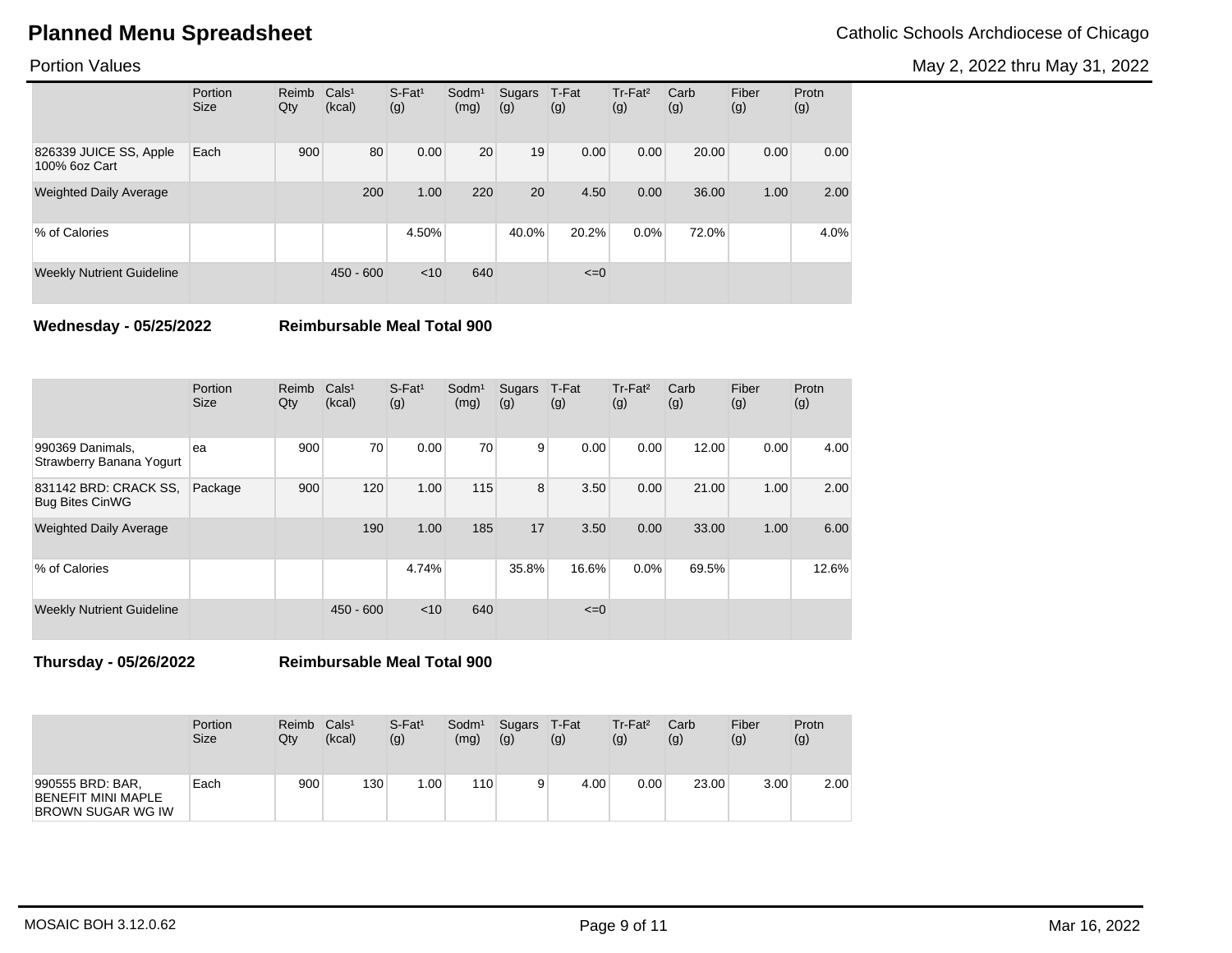# Planned Menu Spreadsheet

Catholic Schools Archdiocese of Chicago

Portion Values

May 2, 2022 thru May 31, 2022

| | Portion Size | Reimb Qty | Cals[1] (kcal) | S-Fat[1] (g) | Sodm[1] (mg) | Sugars (g) | T-Fat (g) | Tr-Fat[2] (g) | Carb (g) | Fiber (g) | Protn (g) |
|---|---|---|---|---|---|---|---|---|---|---|---|
| 826339 JUICE SS, Apple 100% 6oz Cart | Each | 900 | 80 | 0.00 | 20 | 19 | 0.00 | 0.00 | 20.00 | 0.00 | 0.00 |
| Weighted Daily Average | | | 200 | 1.00 | 220 | 20 | 4.50 | 0.00 | 36.00 | 1.00 | 2.00 |
| % of Calories | | | | 4.50% | | 40.0% | 20.2% | 0.0% | 72.0% | | 4.0% |
| Weekly Nutrient Guideline | | | 450 - 600 | <10 | 640 | | <=0 | | | | |

**Wednesday - 05/25/2022** **Reimbursable Meal Total 900**

| | Portion Size | Reimb Qty | Cals[1] (kcal) | S-Fat[1] (g) | Sodm[1] (mg) | Sugars (g) | T-Fat (g) | Tr-Fat[2] (g) | Carb (g) | Fiber (g) | Protn (g) |
|---|---|---|---|---|---|---|---|---|---|---|---|
| 990369 Danimals, Strawberry Banana Yogurt | ea | 900 | 70 | 0.00 | 70 | 9 | 0.00 | 0.00 | 12.00 | 0.00 | 4.00 |
| 831142 BRD: CRACK SS, Bug Bites CinWG | Package | 900 | 120 | 1.00 | 115 | 8 | 3.50 | 0.00 | 21.00 | 1.00 | 2.00 |
| Weighted Daily Average | | | 190 | 1.00 | 185 | 17 | 3.50 | 0.00 | 33.00 | 1.00 | 6.00 |
| % of Calories | | | | 4.74% | | 35.8% | 16.6% | 0.0% | 69.5% | | 12.6% |
| Weekly Nutrient Guideline | | | 450 - 600 | <10 | 640 | | <=0 | | | | |

**Thursday - 05/26/2022** **Reimbursable Meal Total 900**

| | Portion Size | Reimb Qty | Cals[1] (kcal) | S-Fat[1] (g) | Sodm[1] (mg) | Sugars (g) | T-Fat (g) | Tr-Fat[2] (g) | Carb (g) | Fiber (g) | Protn (g) |
|---|---|---|---|---|---|---|---|---|---|---|---|
| 990555 BRD: BAR, BENEFIT MINI MAPLE BROWN SUGAR WG IW | Each | 900 | 130 | 1.00 | 110 | 9 | 4.00 | 0.00 | 23.00 | 3.00 | 2.00 |

MOSAIC BOH 3.12.0.62

Mar 16, 2022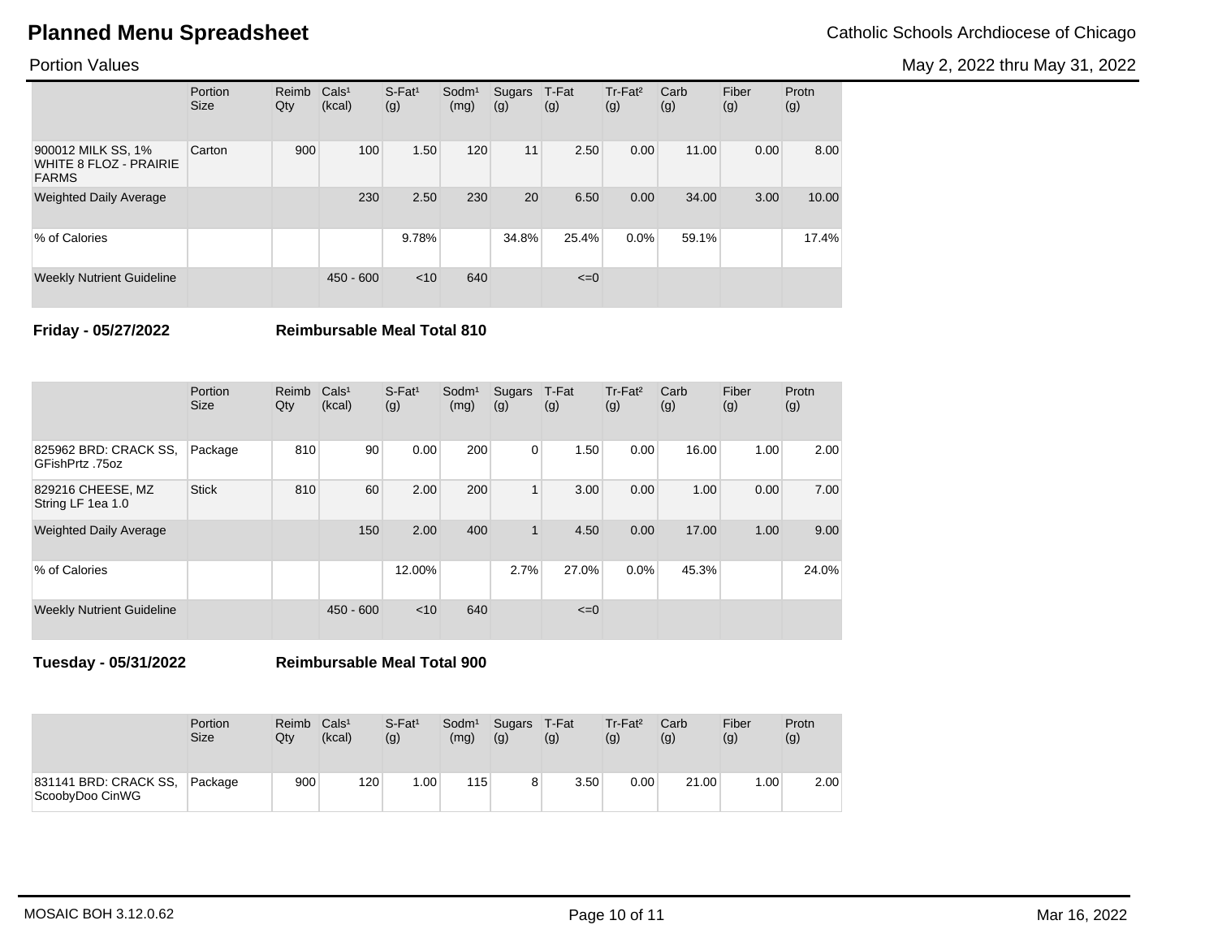# Planned Menu Spreadsheet

Catholic Schools Archdiocese of Chicago

Portion Values

May 2, 2022 thru May 31, 2022

| | Portion Size | Reimb Qty | Cals[1] (kcal) | S-Fat[1] (g) | Sodm[1] (mg) | Sugars (g) | T-Fat (g) | Tr-Fat[2] (g) | Carb (g) | Fiber (g) | Protn (g) |
|---|---|---|---|---|---|---|---|---|---|---|---|
| 900012 MILK SS, 1% WHITE 8 FLOZ - PRAIRIE FARMS | Carton | 900 | 100 | 1.50 | 120 | 11 | 2.50 | 0.00 | 11.00 | 0.00 | 8.00 |
| Weighted Daily Average | | | 230 | 2.50 | 230 | 20 | 6.50 | 0.00 | 34.00 | 3.00 | 10.00 |
| % of Calories | | | | 9.78% | | 34.8% | 25.4% | 0.0% | 59.1% | | 17.4% |
| Weekly Nutrient Guideline | | | 450 - 600 | <10 | 640 | | <=0 | | | | |

**Friday - 05/27/2022** **Reimbursable Meal Total 810**

| | Portion Size | Reimb Qty | Cals[1] (kcal) | S-Fat[1] (g) | Sodm[1] (mg) | Sugars (g) | T-Fat (g) | Tr-Fat[2] (g) | Carb (g) | Fiber (g) | Protn (g) |
|---|---|---|---|---|---|---|---|---|---|---|---|
| 825962 BRD: CRACK SS, GFishPrtz .75oz | Package | 810 | 90 | 0.00 | 200 | 0 | 1.50 | 0.00 | 16.00 | 1.00 | 2.00 |
| 829216 CHEESE, MZ String LF 1ea 1.0 | Stick | 810 | 60 | 2.00 | 200 | 1 | 3.00 | 0.00 | 1.00 | 0.00 | 7.00 |
| Weighted Daily Average | | | 150 | 2.00 | 400 | 1 | 4.50 | 0.00 | 17.00 | 1.00 | 9.00 |
| % of Calories | | | | 12.00% | | 2.7% | 27.0% | 0.0% | 45.3% | | 24.0% |
| Weekly Nutrient Guideline | | | 450 - 600 | <10 | 640 | | <=0 | | | | |

**Tuesday - 05/31/2022** **Reimbursable Meal Total 900**

| | Portion Size | Reimb Qty | Cals[1] (kcal) | S-Fat[1] (g) | Sodm[1] (mg) | Sugars (g) | T-Fat (g) | Tr-Fat[2] (g) | Carb (g) | Fiber (g) | Protn (g) |
|---|---|---|---|---|---|---|---|---|---|---|---|
| 831141 BRD: CRACK SS, ScoobyDoo CinWG | Package | 900 | 120 | 1.00 | 115 | 8 | 3.50 | 0.00 | 21.00 | 1.00 | 2.00 |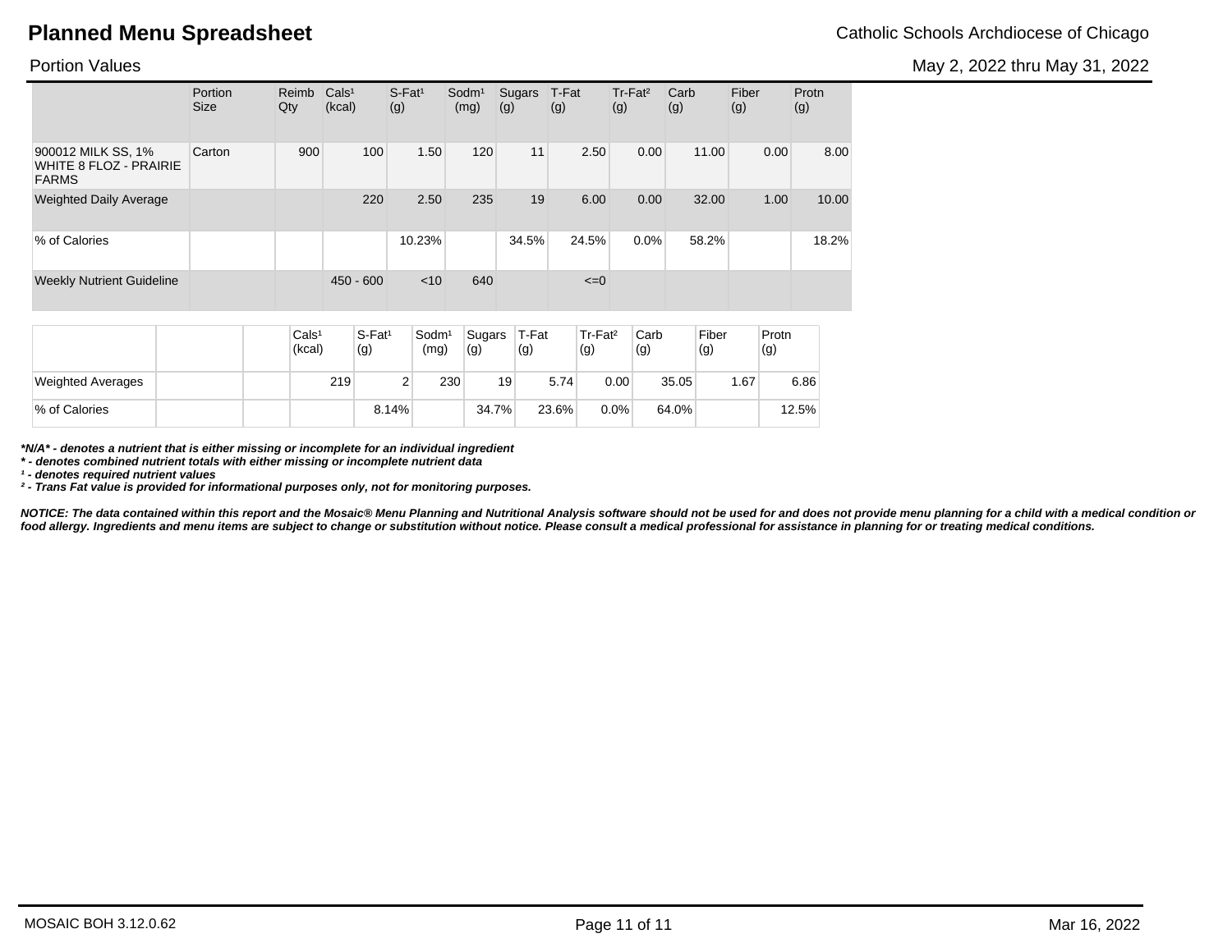# Planned Menu Spreadsheet

Catholic Schools Archdiocese of Chicago

Portion Values

May 2, 2022 thru May 31, 2022

| | Portion Size | Reimb Qty | Cals¹ (kcal) | S-Fat¹ (g) | Sodm¹ (mg) | Sugars (g) | T-Fat (g) | Tr-Fat² (g) | Carb (g) | Fiber (g) | Protn (g) |
|---|---|---|---|---|---|---|---|---|---|---|---|
| 900012 MILK SS, 1% WHITE 8 FLOZ - PRAIRIE FARMS | Carton | 900 | 100 | 1.50 | 120 | 11 | 2.50 | 0.00 | 11.00 | 0.00 | 8.00 |
| Weighted Daily Average | | | 220 | 2.50 | 235 | 19 | 6.00 | 0.00 | 32.00 | 1.00 | 10.00 |
| % of Calories | | | | 10.23% | | 34.5% | 24.5% | 0.0% | 58.2% | | 18.2% |
| Weekly Nutrient Guideline | | | 450 - 600 | <10 | 640 | | <=0 | | | | |

| | | | Cals¹ (kcal) | S-Fat¹ (g) | Sodm¹ (mg) | Sugars (g) | T-Fat (g) | Tr-Fat² (g) | Carb (g) | Fiber (g) | Protn (g) |
|---|---|---|---|---|---|---|---|---|---|---|---|
| Weighted Averages | | | 219 | 2 | 230 | 19 | 5.74 | 0.00 | 35.05 | 1.67 | 6.86 |
| % of Calories | | | | 8.14% | | 34.7% | 23.6% | 0.0% | 64.0% | | 12.5% |

***N/A* - denotes a nutrient that is either missing or incomplete for an individual ingredient**

***\* - denotes combined nutrient totals with either missing or incomplete nutrient data***

***¹ - denotes required nutrient values***

***² - Trans Fat value is provided for informational purposes only, not for monitoring purposes.***

***NOTICE: The data contained within this report and the Mosaic® Menu Planning and Nutritional Analysis software should not be used for and does not provide menu planning for a child with a medical condition or food allergy. Ingredients and menu items are subject to change or substitution without notice. Please consult a medical professional for assistance in planning for or treating medical conditions.***

MOSAIC BOH 3.12.0.62

Mar 16, 2022